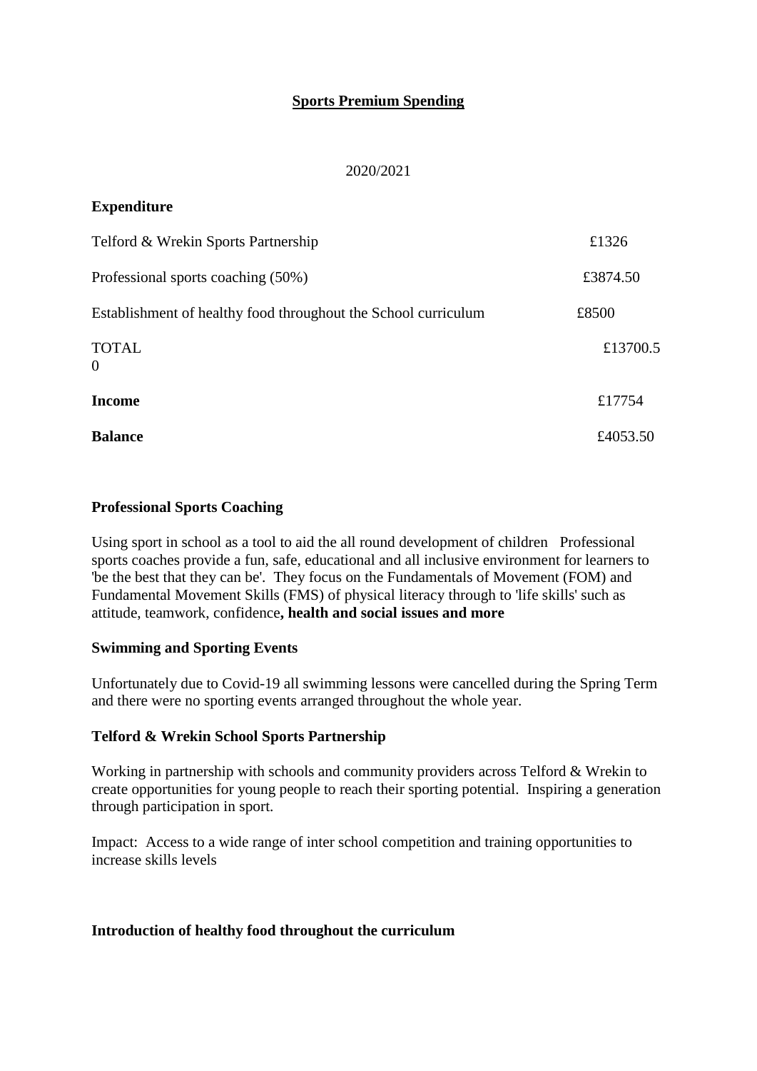**Sports Premium Spending**

2020/2021

**Expenditure**

| | |
|---|---|
| Telford & Wrekin Sports Partnership | £1326 |
| Professional sports coaching (50%) | £3874.50 |
| Establishment of healthy food throughout the School curriculum | £8500 |
| TOTAL | £13700.50 |
| **Income** | £17754 |
| **Balance** | £4053.50 |

**Professional Sports Coaching**

Using sport in school as a tool to aid the all round development of children Professional sports coaches provide a fun, safe, educational and all inclusive environment for learners to 'be the best that they can be'. They focus on the Fundamentals of Movement (FOM) and Fundamental Movement Skills (FMS) of physical literacy through to 'life skills' such as attitude, teamwork, confidence**, health and social issues and more**

**Swimming and Sporting Events**

Unfortunately due to Covid-19 all swimming lessons were cancelled during the Spring Term and there were no sporting events arranged throughout the whole year.

**Telford & Wrekin School Sports Partnership**

Working in partnership with schools and community providers across Telford & Wrekin to create opportunities for young people to reach their sporting potential. Inspiring a generation through participation in sport.

Impact: Access to a wide range of inter school competition and training opportunities to increase skills levels

**Introduction of healthy food throughout the curriculum**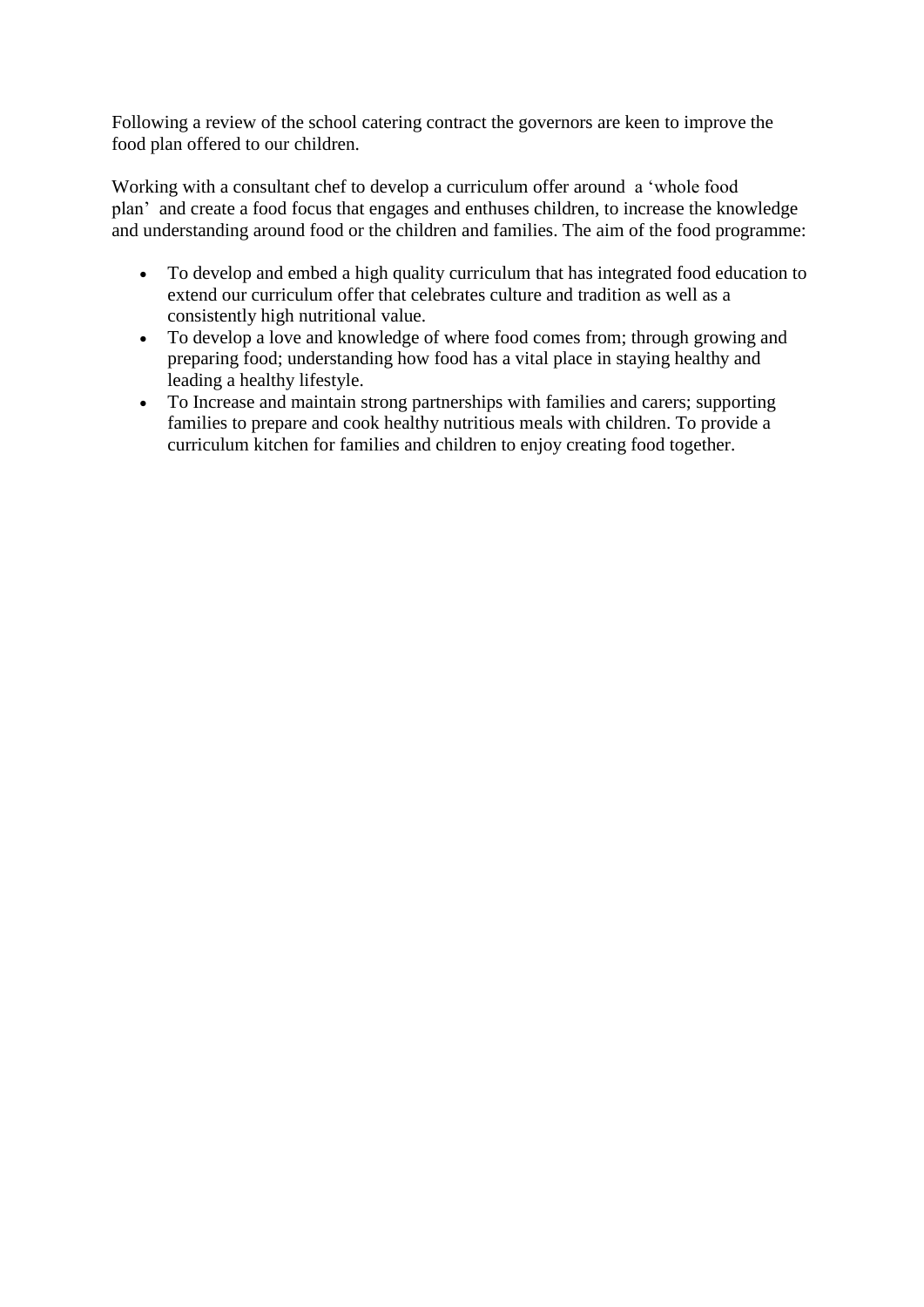Following a review of the school catering contract the governors are keen to improve the food plan offered to our children.

Working with a consultant chef to develop a curriculum offer around a 'whole food plan' and create a food focus that engages and enthuses children, to increase the knowledge and understanding around food or the children and families. The aim of the food programme:

- To develop and embed a high quality curriculum that has integrated food education to extend our curriculum offer that celebrates culture and tradition as well as a consistently high nutritional value.
- To develop a love and knowledge of where food comes from; through growing and preparing food; understanding how food has a vital place in staying healthy and leading a healthy lifestyle.
- To Increase and maintain strong partnerships with families and carers; supporting families to prepare and cook healthy nutritious meals with children. To provide a curriculum kitchen for families and children to enjoy creating food together.